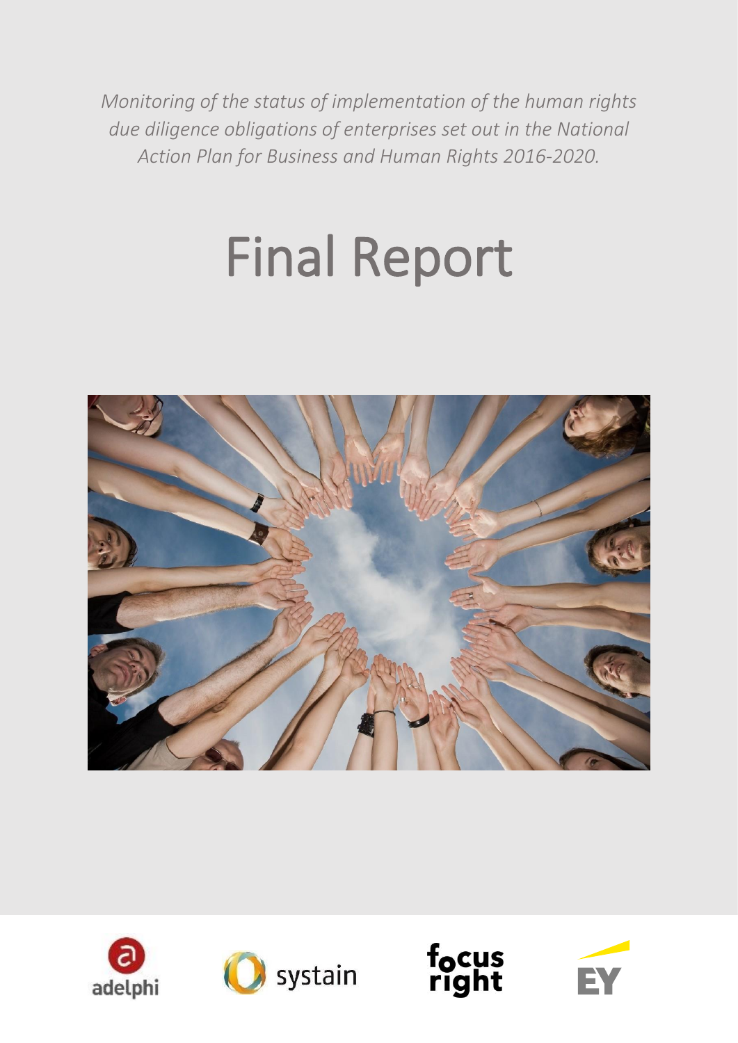*Monitoring of the status of implementation of the human rights due diligence obligations of enterprises set out in the National Action Plan for Business and Human Rights 2016-2020.*

# Final Report

adelphi

systain

focus right

EY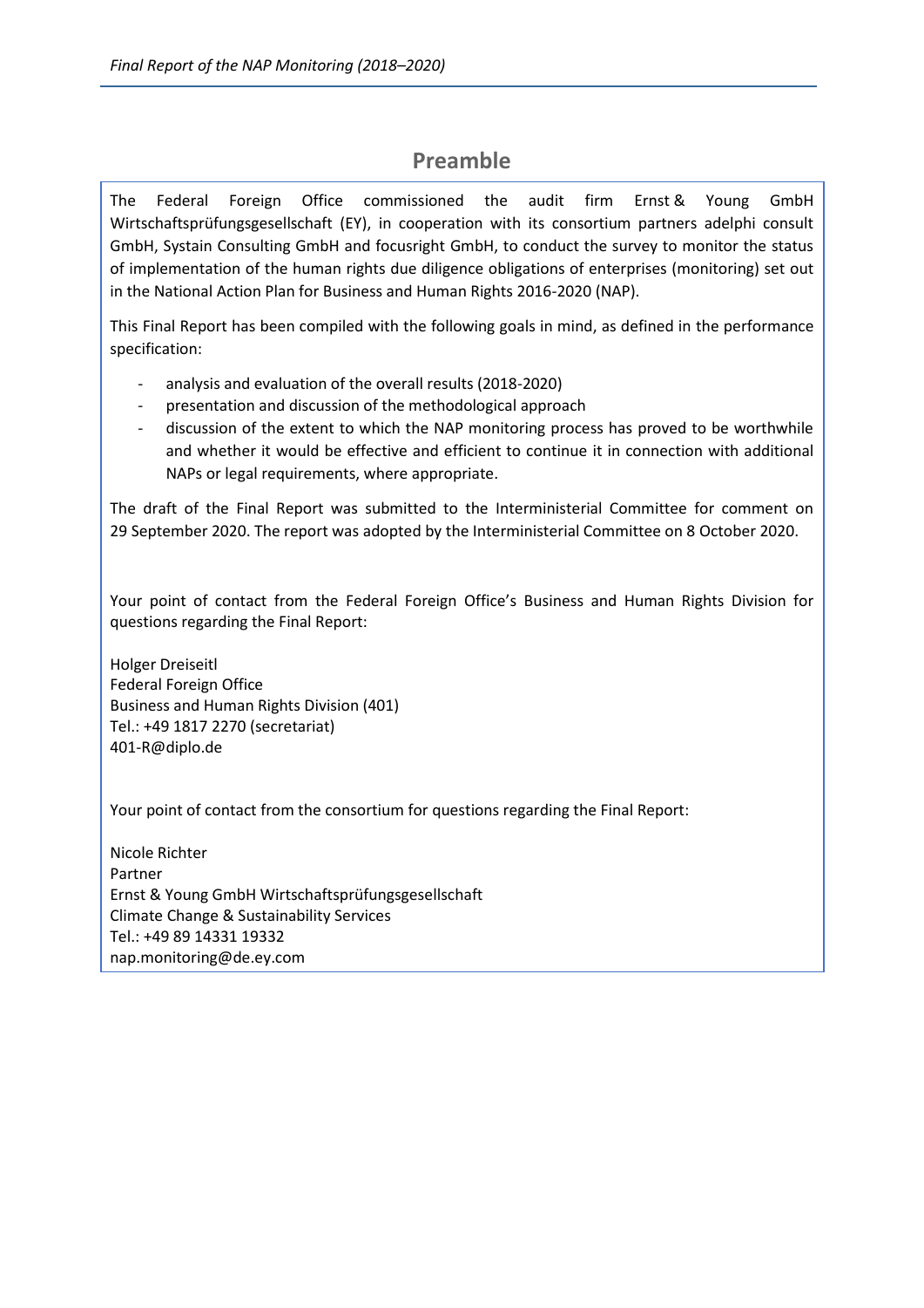## Preamble

The Federal Foreign Office commissioned the audit firm Ernst & Young GmbH Wirtschaftsprüfungsgesellschaft (EY), in cooperation with its consortium partners adelphi consult GmbH, Systain Consulting GmbH and focusright GmbH, to conduct the survey to monitor the status of implementation of the human rights due diligence obligations of enterprises (monitoring) set out in the National Action Plan for Business and Human Rights 2016-2020 (NAP).

This Final Report has been compiled with the following goals in mind, as defined in the performance specification:

- analysis and evaluation of the overall results (2018-2020)
- presentation and discussion of the methodological approach
- discussion of the extent to which the NAP monitoring process has proved to be worthwhile and whether it would be effective and efficient to continue it in connection with additional NAPs or legal requirements, where appropriate.

The draft of the Final Report was submitted to the Interministerial Committee for comment on 29 September 2020. The report was adopted by the Interministerial Committee on 8 October 2020.

Your point of contact from the Federal Foreign Office's Business and Human Rights Division for questions regarding the Final Report:

Holger Dreiseitl
Federal Foreign Office
Business and Human Rights Division (401)
Tel.: +49 1817 2270 (secretariat)
401-R@diplo.de

Your point of contact from the consortium for questions regarding the Final Report:

Nicole Richter
Partner
Ernst & Young GmbH Wirtschaftsprüfungsgesellschaft
Climate Change & Sustainability Services
Tel.: +49 89 14331 19332
nap.monitoring@de.ey.com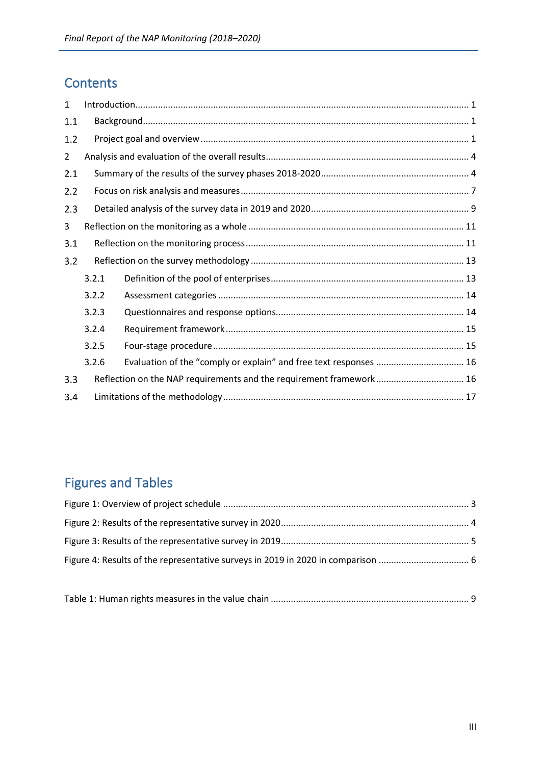## Contents

1 Introduction ........................................................ 1
1.1 Background ........................................................ 1
1.2 Project goal and overview ........................................................ 1
2 Analysis and evaluation of the overall results ........................................................ 4
2.1 Summary of the results of the survey phases 2018-2020 ........................................................ 4
2.2 Focus on risk analysis and measures ........................................................ 7
2.3 Detailed analysis of the survey data in 2019 and 2020 ........................................................ 9
3 Reflection on the monitoring as a whole ........................................................ 11
3.1 Reflection on the monitoring process ........................................................ 11
3.2 Reflection on the survey methodology ........................................................ 13
3.2.1 Definition of the pool of enterprises ........................................................ 13
3.2.2 Assessment categories ........................................................ 14
3.2.3 Questionnaires and response options ........................................................ 14
3.2.4 Requirement framework ........................................................ 15
3.2.5 Four-stage procedure ........................................................ 15
3.2.6 Evaluation of the “comply or explain” and free text responses ........................................................ 16
3.3 Reflection on the NAP requirements and the requirement framework ........................................................ 16
3.4 Limitations of the methodology ........................................................ 17

## Figures and Tables

Figure 1: Overview of project schedule ........................................................ 3
Figure 2: Results of the representative survey in 2020 ........................................................ 4
Figure 3: Results of the representative survey in 2019 ........................................................ 5
Figure 4: Results of the representative surveys in 2019 in 2020 in comparison ........................................................ 6

Table 1: Human rights measures in the value chain ........................................................ 9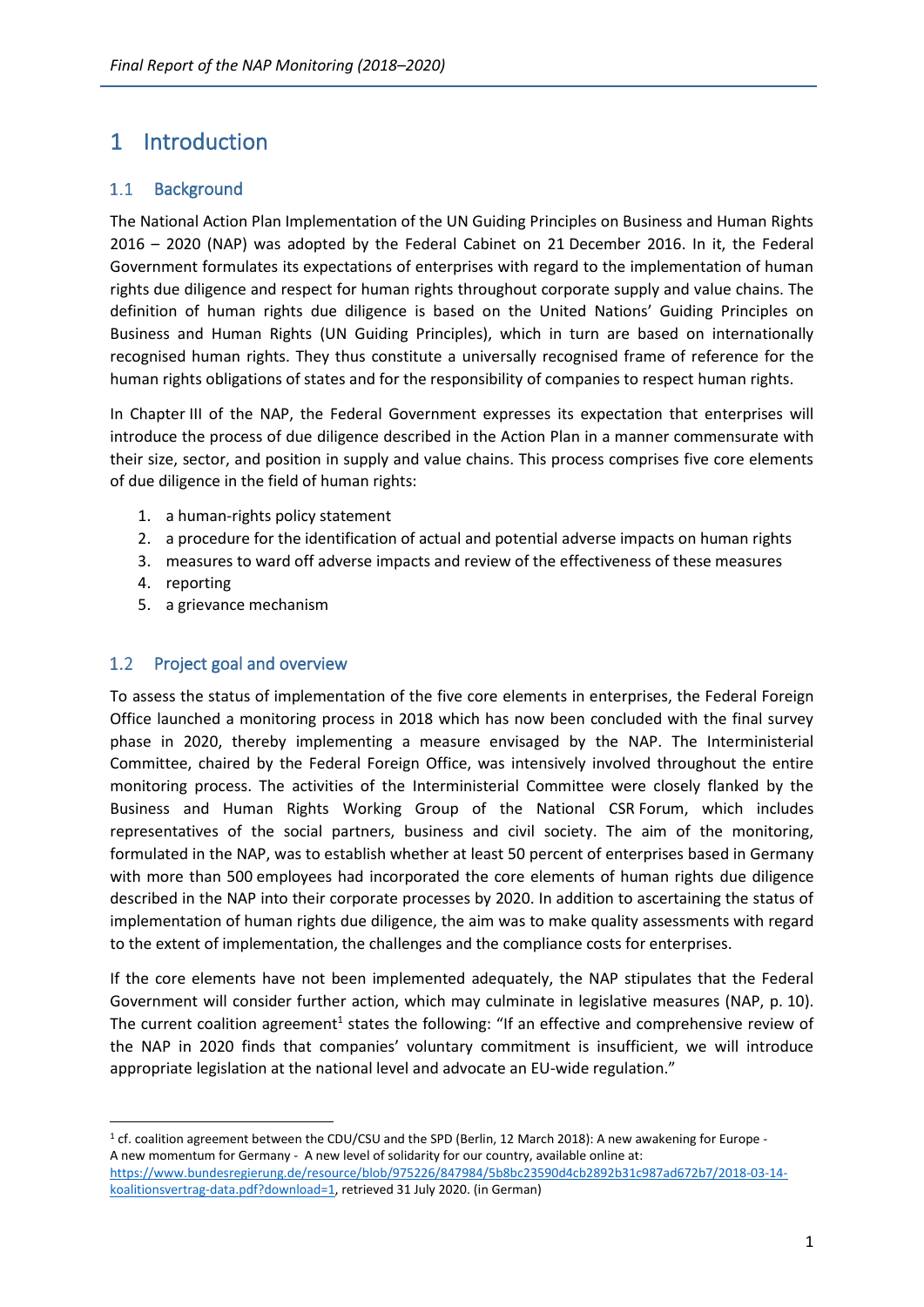# 1 Introduction

## 1.1 Background

The National Action Plan Implementation of the UN Guiding Principles on Business and Human Rights 2016 – 2020 (NAP) was adopted by the Federal Cabinet on 21 December 2016. In it, the Federal Government formulates its expectations of enterprises with regard to the implementation of human rights due diligence and respect for human rights throughout corporate supply and value chains. The definition of human rights due diligence is based on the United Nations' Guiding Principles on Business and Human Rights (UN Guiding Principles), which in turn are based on internationally recognised human rights. They thus constitute a universally recognised frame of reference for the human rights obligations of states and for the responsibility of companies to respect human rights.

In Chapter III of the NAP, the Federal Government expresses its expectation that enterprises will introduce the process of due diligence described in the Action Plan in a manner commensurate with their size, sector, and position in supply and value chains. This process comprises five core elements of due diligence in the field of human rights:

1. a human-rights policy statement
2. a procedure for the identification of actual and potential adverse impacts on human rights
3. measures to ward off adverse impacts and review of the effectiveness of these measures
4. reporting
5. a grievance mechanism

## 1.2 Project goal and overview

To assess the status of implementation of the five core elements in enterprises, the Federal Foreign Office launched a monitoring process in 2018 which has now been concluded with the final survey phase in 2020, thereby implementing a measure envisaged by the NAP. The Interministerial Committee, chaired by the Federal Foreign Office, was intensively involved throughout the entire monitoring process. The activities of the Interministerial Committee were closely flanked by the Business and Human Rights Working Group of the National CSR Forum, which includes representatives of the social partners, business and civil society. The aim of the monitoring, formulated in the NAP, was to establish whether at least 50 percent of enterprises based in Germany with more than 500 employees had incorporated the core elements of human rights due diligence described in the NAP into their corporate processes by 2020. In addition to ascertaining the status of implementation of human rights due diligence, the aim was to make quality assessments with regard to the extent of implementation, the challenges and the compliance costs for enterprises.

If the core elements have not been implemented adequately, the NAP stipulates that the Federal Government will consider further action, which may culminate in legislative measures (NAP, p. 10). The current coalition agreement[1] states the following: "If an effective and comprehensive review of the NAP in 2020 finds that companies' voluntary commitment is insufficient, we will introduce appropriate legislation at the national level and advocate an EU-wide regulation."

[1] cf. coalition agreement between the CDU/CSU and the SPD (Berlin, 12 March 2018): A new awakening for Europe - A new momentum for Germany - A new level of solidarity for our country, available online at: https://www.bundesregierung.de/resource/blob/975226/847984/5b8bc23590d4cb2892b31c987ad672b7/2018-03-14-koalitionsvertrag-data.pdf?download=1, retrieved 31 July 2020. (in German)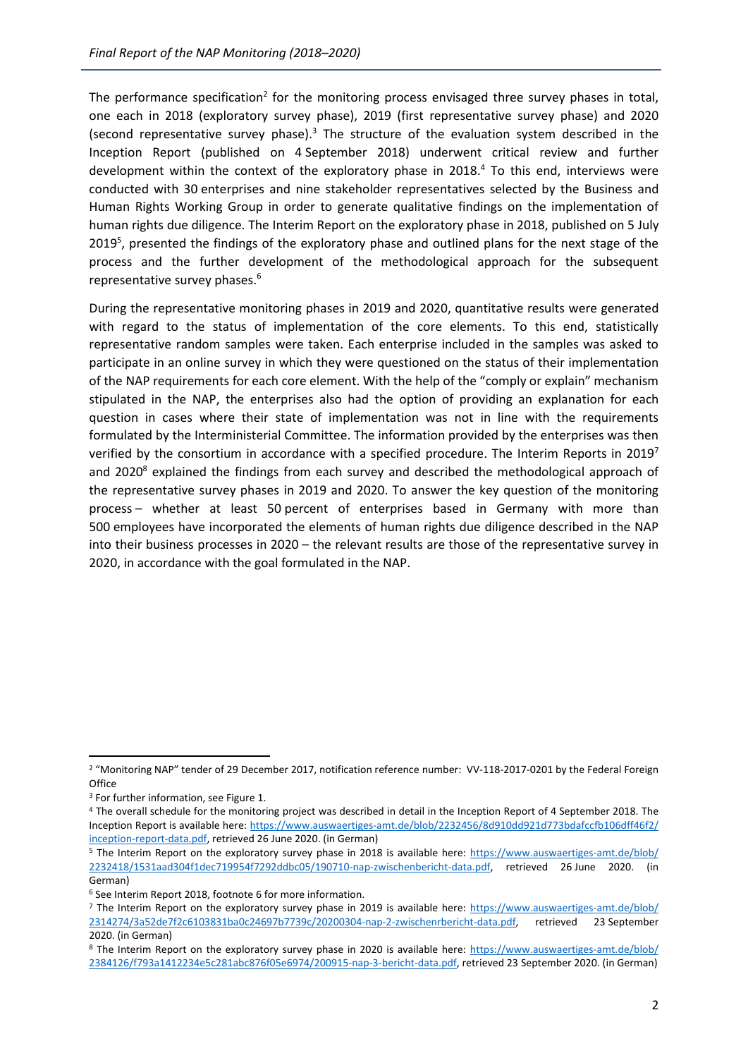The performance specification[2] for the monitoring process envisaged three survey phases in total, one each in 2018 (exploratory survey phase), 2019 (first representative survey phase) and 2020 (second representative survey phase).[3] The structure of the evaluation system described in the Inception Report (published on 4 September 2018) underwent critical review and further development within the context of the exploratory phase in 2018.[4] To this end, interviews were conducted with 30 enterprises and nine stakeholder representatives selected by the Business and Human Rights Working Group in order to generate qualitative findings on the implementation of human rights due diligence. The Interim Report on the exploratory phase in 2018, published on 5 July 2019[5], presented the findings of the exploratory phase and outlined plans for the next stage of the process and the further development of the methodological approach for the subsequent representative survey phases.[6]

During the representative monitoring phases in 2019 and 2020, quantitative results were generated with regard to the status of implementation of the core elements. To this end, statistically representative random samples were taken. Each enterprise included in the samples was asked to participate in an online survey in which they were questioned on the status of their implementation of the NAP requirements for each core element. With the help of the "comply or explain" mechanism stipulated in the NAP, the enterprises also had the option of providing an explanation for each question in cases where their state of implementation was not in line with the requirements formulated by the Interministerial Committee. The information provided by the enterprises was then verified by the consortium in accordance with a specified procedure. The Interim Reports in 2019[7] and 2020[8] explained the findings from each survey and described the methodological approach of the representative survey phases in 2019 and 2020. To answer the key question of the monitoring process – whether at least 50 percent of enterprises based in Germany with more than 500 employees have incorporated the elements of human rights due diligence described in the NAP into their business processes in 2020 – the relevant results are those of the representative survey in 2020, in accordance with the goal formulated in the NAP.

---

[2] "Monitoring NAP" tender of 29 December 2017, notification reference number: VV-118-2017-0201 by the Federal Foreign Office

[3] For further information, see Figure 1.

[4] The overall schedule for the monitoring project was described in detail in the Inception Report of 4 September 2018. The Inception Report is available here: https://www.auswaertiges-amt.de/blob/2232456/8d910dd921d773bdafccfb106dff46f2/inception-report-data.pdf, retrieved 26 June 2020. (in German)

[5] The Interim Report on the exploratory survey phase in 2018 is available here: https://www.auswaertiges-amt.de/blob/2232418/1531aad304f1dec719954f7292ddbc05/190710-nap-zwischenbericht-data.pdf, retrieved 26 June 2020. (in German)

[6] See Interim Report 2018, footnote 6 for more information.

[7] The Interim Report on the exploratory survey phase in 2019 is available here: https://www.auswaertiges-amt.de/blob/2314274/3a52de7f2c6103831ba0c24697b7739c/20200304-nap-2-zwischenrbericht-data.pdf, retrieved 23 September 2020. (in German)

[8] The Interim Report on the exploratory survey phase in 2020 is available here: https://www.auswaertiges-amt.de/blob/2384126/f793a1412234e5c281abc876f05e6974/200915-nap-3-bericht-data.pdf, retrieved 23 September 2020. (in German)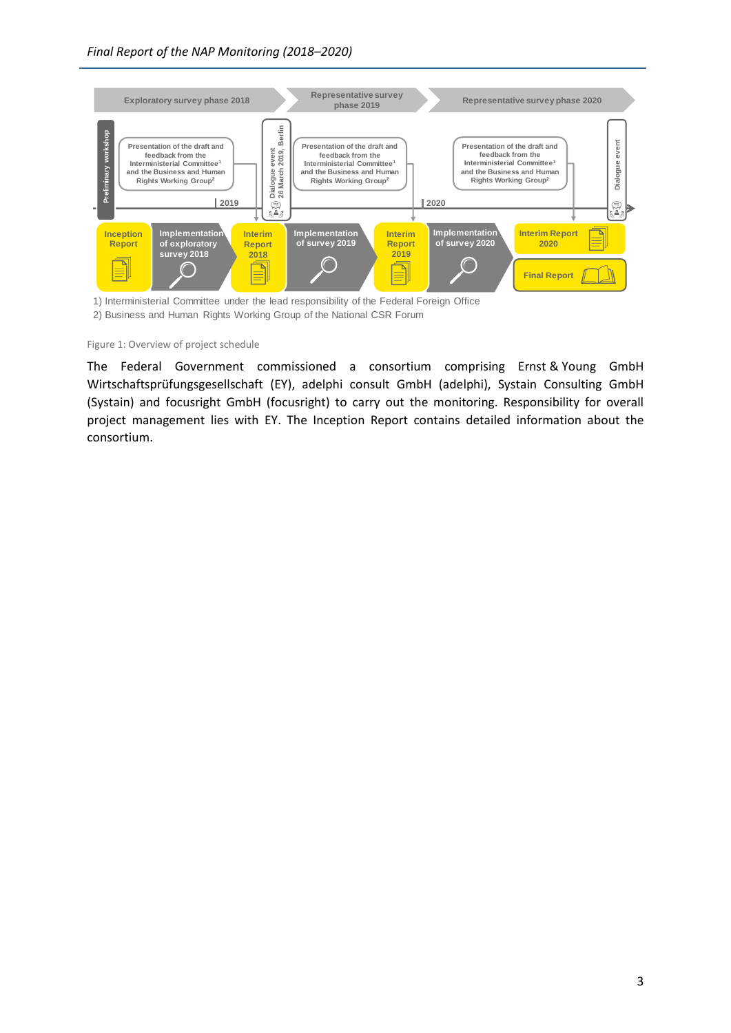Exploratory survey phase 2018

Representative survey phase 2019

Representative survey phase 2020

Preliminary workshop

Presentation of the draft and feedback from the Interministerial Committee[1] and the Business and Human Rights Working Group[2]

2019

Dialogue event 26 March 2019, Berlin

Presentation of the draft and feedback from the Interministerial Committee[1] and the Business and Human Rights Working Group[2]

2020

Presentation of the draft and feedback from the Interministerial Committee[1] and the Business and Human Rights Working Group[2]

Dialogue event

Inception Report

Implementation of exploratory survey 2018

Interim Report 2018

Implementation of survey 2019

Interim Report 2019

Implementation of survey 2020

Interim Report 2020

Final Report

1) Interministerial Committee under the lead responsibility of the Federal Foreign Office

2) Business and Human Rights Working Group of the National CSR Forum

Figure 1: Overview of project schedule

The Federal Government commissioned a consortium comprising Ernst & Young GmbH Wirtschaftsprüfungsgesellschaft (EY), adelphi consult GmbH (adelphi), Systain Consulting GmbH (Systain) and focusright GmbH (focusright) to carry out the monitoring. Responsibility for overall project management lies with EY. The Inception Report contains detailed information about the consortium.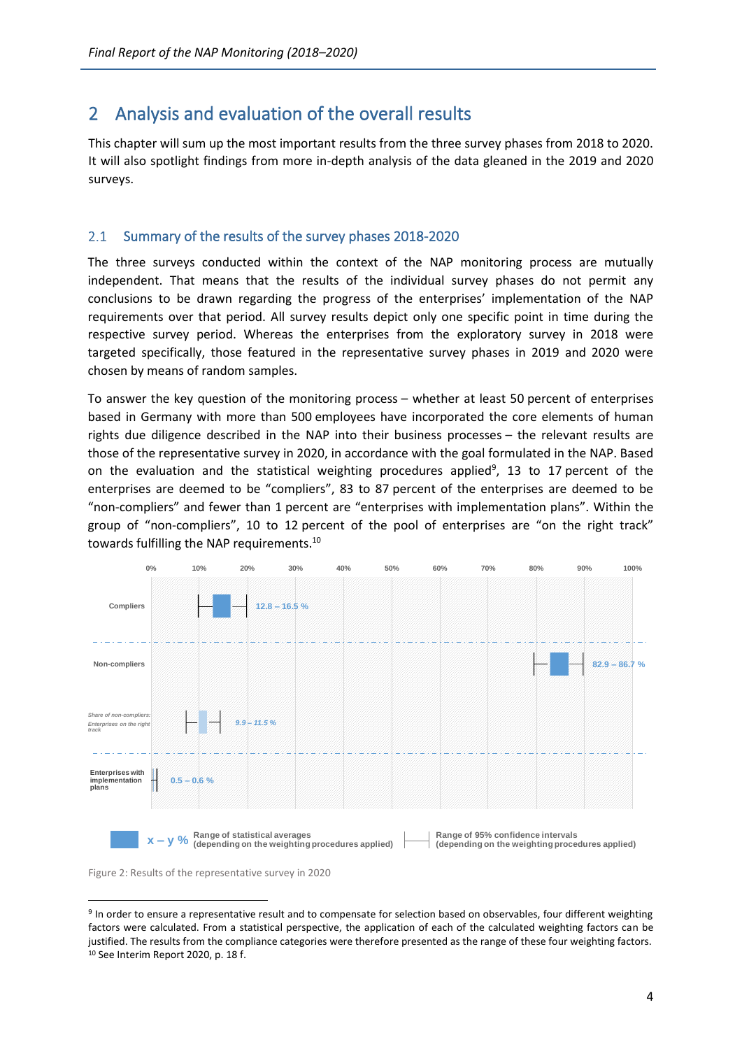# 2 Analysis and evaluation of the overall results

This chapter will sum up the most important results from the three survey phases from 2018 to 2020. It will also spotlight findings from more in-depth analysis of the data gleaned in the 2019 and 2020 surveys.

## 2.1 Summary of the results of the survey phases 2018-2020

The three surveys conducted within the context of the NAP monitoring process are mutually independent. That means that the results of the individual survey phases do not permit any conclusions to be drawn regarding the progress of the enterprises' implementation of the NAP requirements over that period. All survey results depict only one specific point in time during the respective survey period. Whereas the enterprises from the exploratory survey in 2018 were targeted specifically, those featured in the representative survey phases in 2019 and 2020 were chosen by means of random samples.

To answer the key question of the monitoring process – whether at least 50 percent of enterprises based in Germany with more than 500 employees have incorporated the core elements of human rights due diligence described in the NAP into their business processes – the relevant results are those of the representative survey in 2020, in accordance with the goal formulated in the NAP. Based on the evaluation and the statistical weighting procedures applied[9], 13 to 17 percent of the enterprises are deemed to be "compliers", 83 to 87 percent of the enterprises are deemed to be "non-compliers" and fewer than 1 percent are "enterprises with implementation plans". Within the group of "non-compliers", 10 to 12 percent of the pool of enterprises are "on the right track" towards fulfilling the NAP requirements.[10]

| Category | Range of statistical averages (depending on the weighting procedures applied) |
|---|---|
| Compliers | 12.8 – 16.5 % |
| Non-compliers | 82.9 – 86.7 % |
| *Share of non-compliers: Enterprises on the right track* | *9.9 – 11.5 %* |
| Enterprises with implementation plans | 0.5 – 0.6 % |

Range of 95% confidence intervals (depending on the weighting procedures applied)

Figure 2: Results of the representative survey in 2020

[9] In order to ensure a representative result and to compensate for selection based on observables, four different weighting factors were calculated. From a statistical perspective, the application of each of the calculated weighting factors can be justified. The results from the compliance categories were therefore presented as the range of these four weighting factors.

[10] See Interim Report 2020, p. 18 f.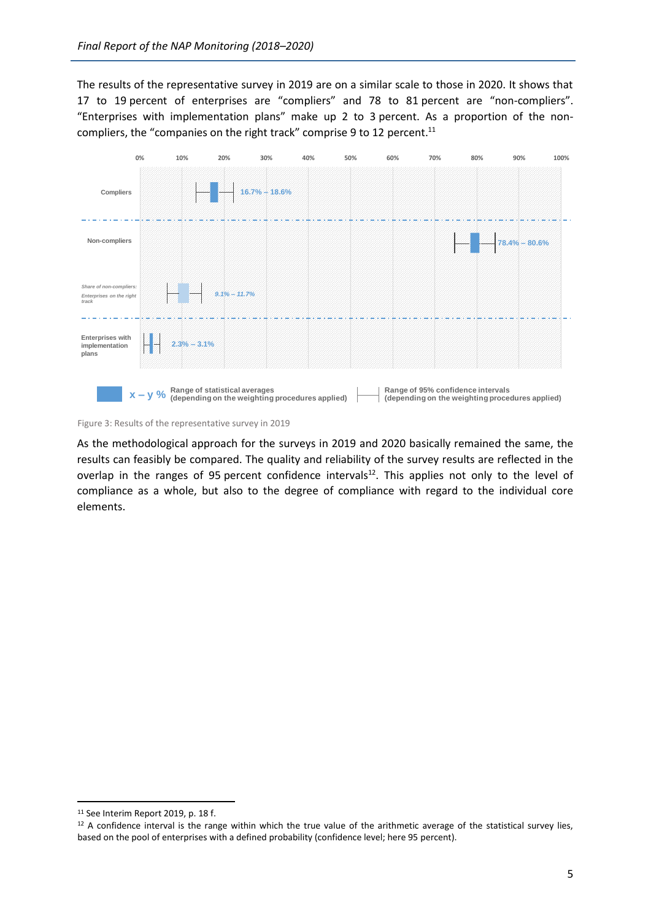The results of the representative survey in 2019 are on a similar scale to those in 2020. It shows that 17 to 19 percent of enterprises are "compliers" and 78 to 81 percent are "non-compliers". "Enterprises with implementation plans" make up 2 to 3 percent. As a proportion of the non-compliers, the "companies on the right track" comprise 9 to 12 percent.[11]

| | Range of statistical averages (depending on the weighting procedures applied) |
|---|---|
| Compliers | 16.7% – 18.6% |
| Non-compliers | 78.4% – 80.6% |
| *Share of non-compliers: Enterprises on the right track* | *9.1% – 11.7%* |
| Enterprises with implementation plans | 2.3% – 3.1% |

x – y % Range of statistical averages (depending on the weighting procedures applied)

Range of 95% confidence intervals (depending on the weighting procedures applied)

Figure 3: Results of the representative survey in 2019

As the methodological approach for the surveys in 2019 and 2020 basically remained the same, the results can feasibly be compared. The quality and reliability of the survey results are reflected in the overlap in the ranges of 95 percent confidence intervals[12]. This applies not only to the level of compliance as a whole, but also to the degree of compliance with regard to the individual core elements.

[11] See Interim Report 2019, p. 18 f.

[12] A confidence interval is the range within which the true value of the arithmetic average of the statistical survey lies, based on the pool of enterprises with a defined probability (confidence level; here 95 percent).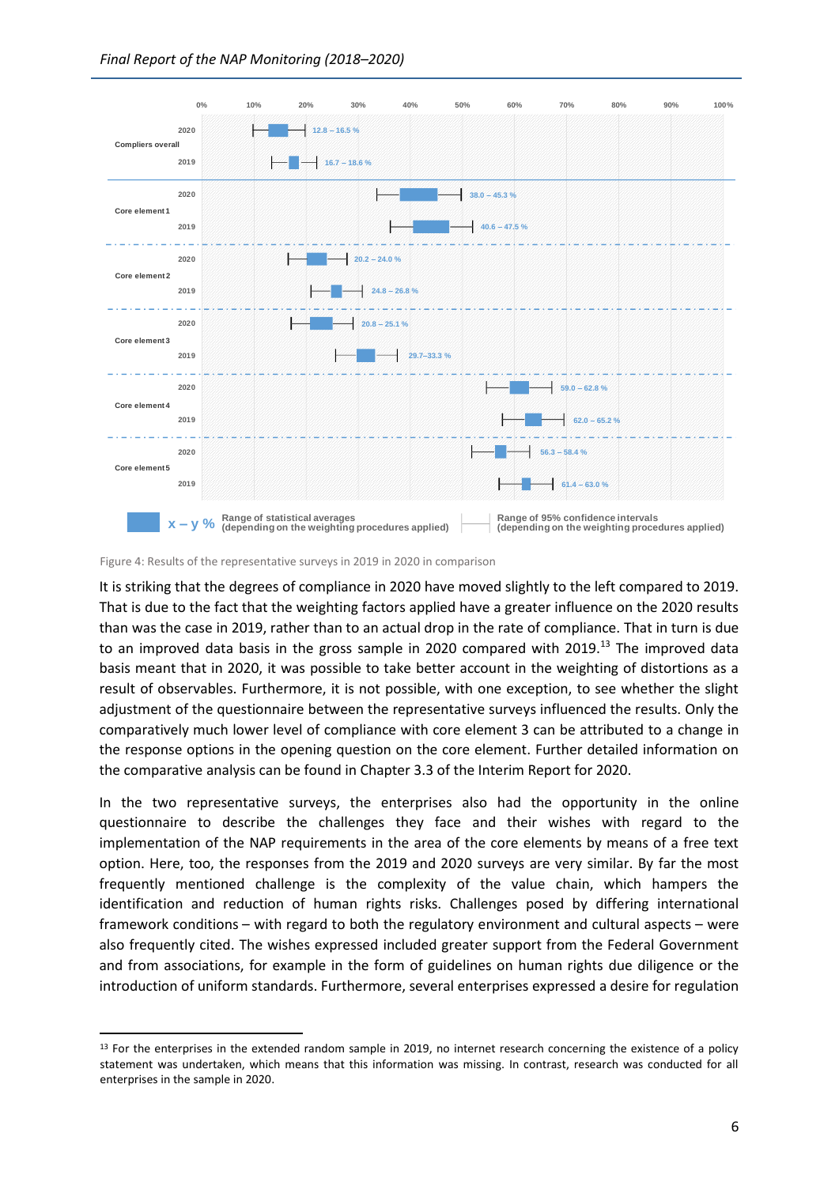| | | Range of statistical averages (depending on the weighting procedures applied) |
|---|---|---|
| Compliers overall | 2020 | 12.8 – 16.5 % |
| | 2019 | 16.7 – 18.6 % |
| Core element 1 | 2020 | 38.0 – 45.3 % |
| | 2019 | 40.6 – 47.5 % |
| Core element 2 | 2020 | 20.2 – 24.0 % |
| | 2019 | 24.8 – 26.8 % |
| Core element 3 | 2020 | 20.8 – 25.1 % |
| | 2019 | 29.7–33.3 % |
| Core element 4 | 2020 | 59.0 – 62.8 % |
| | 2019 | 62.0 – 65.2 % |
| Core element 5 | 2020 | 56.3 – 58.4 % |
| | 2019 | 61.4 – 63.0 % |

x – y % Range of statistical averages (depending on the weighting procedures applied)

Range of 95% confidence intervals (depending on the weighting procedures applied)

Figure 4: Results of the representative surveys in 2019 in 2020 in comparison

It is striking that the degrees of compliance in 2020 have moved slightly to the left compared to 2019. That is due to the fact that the weighting factors applied have a greater influence on the 2020 results than was the case in 2019, rather than to an actual drop in the rate of compliance. That in turn is due to an improved data basis in the gross sample in 2020 compared with 2019.[13] The improved data basis meant that in 2020, it was possible to take better account in the weighting of distortions as a result of observables. Furthermore, it is not possible, with one exception, to see whether the slight adjustment of the questionnaire between the representative surveys influenced the results. Only the comparatively much lower level of compliance with core element 3 can be attributed to a change in the response options in the opening question on the core element. Further detailed information on the comparative analysis can be found in Chapter 3.3 of the Interim Report for 2020.

In the two representative surveys, the enterprises also had the opportunity in the online questionnaire to describe the challenges they face and their wishes with regard to the implementation of the NAP requirements in the area of the core elements by means of a free text option. Here, too, the responses from the 2019 and 2020 surveys are very similar. By far the most frequently mentioned challenge is the complexity of the value chain, which hampers the identification and reduction of human rights risks. Challenges posed by differing international framework conditions – with regard to both the regulatory environment and cultural aspects – were also frequently cited. The wishes expressed included greater support from the Federal Government and from associations, for example in the form of guidelines on human rights due diligence or the introduction of uniform standards. Furthermore, several enterprises expressed a desire for regulation

[13] For the enterprises in the extended random sample in 2019, no internet research concerning the existence of a policy statement was undertaken, which means that this information was missing. In contrast, research was conducted for all enterprises in the sample in 2020.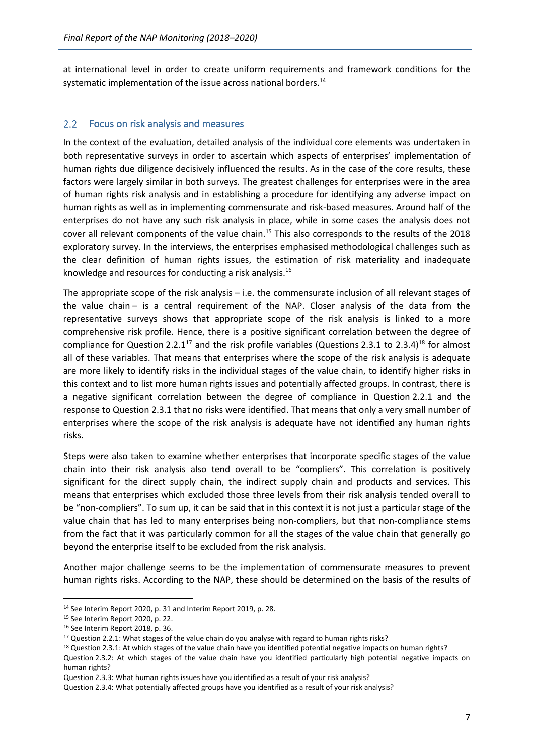at international level in order to create uniform requirements and framework conditions for the systematic implementation of the issue across national borders.[14]

## 2.2 Focus on risk analysis and measures

In the context of the evaluation, detailed analysis of the individual core elements was undertaken in both representative surveys in order to ascertain which aspects of enterprises' implementation of human rights due diligence decisively influenced the results. As in the case of the core results, these factors were largely similar in both surveys. The greatest challenges for enterprises were in the area of human rights risk analysis and in establishing a procedure for identifying any adverse impact on human rights as well as in implementing commensurate and risk-based measures. Around half of the enterprises do not have any such risk analysis in place, while in some cases the analysis does not cover all relevant components of the value chain.[15] This also corresponds to the results of the 2018 exploratory survey. In the interviews, the enterprises emphasised methodological challenges such as the clear definition of human rights issues, the estimation of risk materiality and inadequate knowledge and resources for conducting a risk analysis.[16]

The appropriate scope of the risk analysis – i.e. the commensurate inclusion of all relevant stages of the value chain – is a central requirement of the NAP. Closer analysis of the data from the representative surveys shows that appropriate scope of the risk analysis is linked to a more comprehensive risk profile. Hence, there is a positive significant correlation between the degree of compliance for Question 2.2.1[17] and the risk profile variables (Questions 2.3.1 to 2.3.4)[18] for almost all of these variables. That means that enterprises where the scope of the risk analysis is adequate are more likely to identify risks in the individual stages of the value chain, to identify higher risks in this context and to list more human rights issues and potentially affected groups. In contrast, there is a negative significant correlation between the degree of compliance in Question 2.2.1 and the response to Question 2.3.1 that no risks were identified. That means that only a very small number of enterprises where the scope of the risk analysis is adequate have not identified any human rights risks.

Steps were also taken to examine whether enterprises that incorporate specific stages of the value chain into their risk analysis also tend overall to be "compliers". This correlation is positively significant for the direct supply chain, the indirect supply chain and products and services. This means that enterprises which excluded those three levels from their risk analysis tended overall to be "non-compliers". To sum up, it can be said that in this context it is not just a particular stage of the value chain that has led to many enterprises being non-compliers, but that non-compliance stems from the fact that it was particularly common for all the stages of the value chain that generally go beyond the enterprise itself to be excluded from the risk analysis.

Another major challenge seems to be the implementation of commensurate measures to prevent human rights risks. According to the NAP, these should be determined on the basis of the results of

---

[14] See Interim Report 2020, p. 31 and Interim Report 2019, p. 28.

[15] See Interim Report 2020, p. 22.

[16] See Interim Report 2018, p. 36.

[17] Question 2.2.1: What stages of the value chain do you analyse with regard to human rights risks?

[18] Question 2.3.1: At which stages of the value chain have you identified potential negative impacts on human rights?
Question 2.3.2: At which stages of the value chain have you identified particularly high potential negative impacts on human rights?
Question 2.3.3: What human rights issues have you identified as a result of your risk analysis?
Question 2.3.4: What potentially affected groups have you identified as a result of your risk analysis?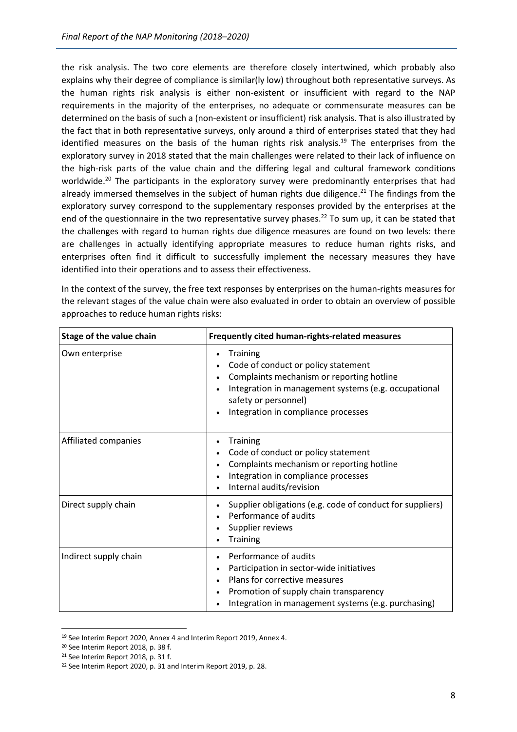the risk analysis. The two core elements are therefore closely intertwined, which probably also explains why their degree of compliance is similar(ly low) throughout both representative surveys. As the human rights risk analysis is either non-existent or insufficient with regard to the NAP requirements in the majority of the enterprises, no adequate or commensurate measures can be determined on the basis of such a (non-existent or insufficient) risk analysis. That is also illustrated by the fact that in both representative surveys, only around a third of enterprises stated that they had identified measures on the basis of the human rights risk analysis.[19] The enterprises from the exploratory survey in 2018 stated that the main challenges were related to their lack of influence on the high-risk parts of the value chain and the differing legal and cultural framework conditions worldwide.[20] The participants in the exploratory survey were predominantly enterprises that had already immersed themselves in the subject of human rights due diligence.[21] The findings from the exploratory survey correspond to the supplementary responses provided by the enterprises at the end of the questionnaire in the two representative survey phases.[22] To sum up, it can be stated that the challenges with regard to human rights due diligence measures are found on two levels: there are challenges in actually identifying appropriate measures to reduce human rights risks, and enterprises often find it difficult to successfully implement the necessary measures they have identified into their operations and to assess their effectiveness.

In the context of the survey, the free text responses by enterprises on the human-rights measures for the relevant stages of the value chain were also evaluated in order to obtain an overview of possible approaches to reduce human rights risks:

| Stage of the value chain | Frequently cited human-rights-related measures |
|---|---|
| Own enterprise | • Training<br>• Code of conduct or policy statement<br>• Complaints mechanism or reporting hotline<br>• Integration in management systems (e.g. occupational safety or personnel)<br>• Integration in compliance processes |
| Affiliated companies | • Training<br>• Code of conduct or policy statement<br>• Complaints mechanism or reporting hotline<br>• Integration in compliance processes<br>• Internal audits/revision |
| Direct supply chain | • Supplier obligations (e.g. code of conduct for suppliers)<br>• Performance of audits<br>• Supplier reviews<br>• Training |
| Indirect supply chain | • Performance of audits<br>• Participation in sector-wide initiatives<br>• Plans for corrective measures<br>• Promotion of supply chain transparency<br>• Integration in management systems (e.g. purchasing) |

[19] See Interim Report 2020, Annex 4 and Interim Report 2019, Annex 4.

[20] See Interim Report 2018, p. 38 f.

[21] See Interim Report 2018, p. 31 f.

[22] See Interim Report 2020, p. 31 and Interim Report 2019, p. 28.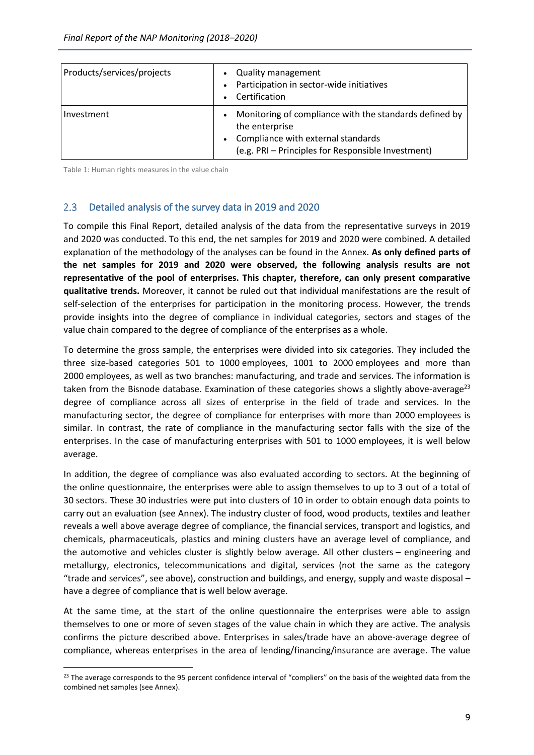| Products/services/projects | • Quality management<br>• Participation in sector-wide initiatives<br>• Certification |
|---|---|
| Investment | • Monitoring of compliance with the standards defined by the enterprise<br>• Compliance with external standards (e.g. PRI – Principles for Responsible Investment) |

Table 1: Human rights measures in the value chain

## 2.3 Detailed analysis of the survey data in 2019 and 2020

To compile this Final Report, detailed analysis of the data from the representative surveys in 2019 and 2020 was conducted. To this end, the net samples for 2019 and 2020 were combined. A detailed explanation of the methodology of the analyses can be found in the Annex. **As only defined parts of the net samples for 2019 and 2020 were observed, the following analysis results are not representative of the pool of enterprises. This chapter, therefore, can only present comparative qualitative trends.** Moreover, it cannot be ruled out that individual manifestations are the result of self-selection of the enterprises for participation in the monitoring process. However, the trends provide insights into the degree of compliance in individual categories, sectors and stages of the value chain compared to the degree of compliance of the enterprises as a whole.

To determine the gross sample, the enterprises were divided into six categories. They included the three size-based categories 501 to 1000 employees, 1001 to 2000 employees and more than 2000 employees, as well as two branches: manufacturing, and trade and services. The information is taken from the Bisnode database. Examination of these categories shows a slightly above-average[23] degree of compliance across all sizes of enterprise in the field of trade and services. In the manufacturing sector, the degree of compliance for enterprises with more than 2000 employees is similar. In contrast, the rate of compliance in the manufacturing sector falls with the size of the enterprises. In the case of manufacturing enterprises with 501 to 1000 employees, it is well below average.

In addition, the degree of compliance was also evaluated according to sectors. At the beginning of the online questionnaire, the enterprises were able to assign themselves to up to 3 out of a total of 30 sectors. These 30 industries were put into clusters of 10 in order to obtain enough data points to carry out an evaluation (see Annex). The industry cluster of food, wood products, textiles and leather reveals a well above average degree of compliance, the financial services, transport and logistics, and chemicals, pharmaceuticals, plastics and mining clusters have an average level of compliance, and the automotive and vehicles cluster is slightly below average. All other clusters – engineering and metallurgy, electronics, telecommunications and digital, services (not the same as the category "trade and services", see above), construction and buildings, and energy, supply and waste disposal – have a degree of compliance that is well below average.

At the same time, at the start of the online questionnaire the enterprises were able to assign themselves to one or more of seven stages of the value chain in which they are active. The analysis confirms the picture described above. Enterprises in sales/trade have an above-average degree of compliance, whereas enterprises in the area of lending/financing/insurance are average. The value

[23] The average corresponds to the 95 percent confidence interval of "compliers" on the basis of the weighted data from the combined net samples (see Annex).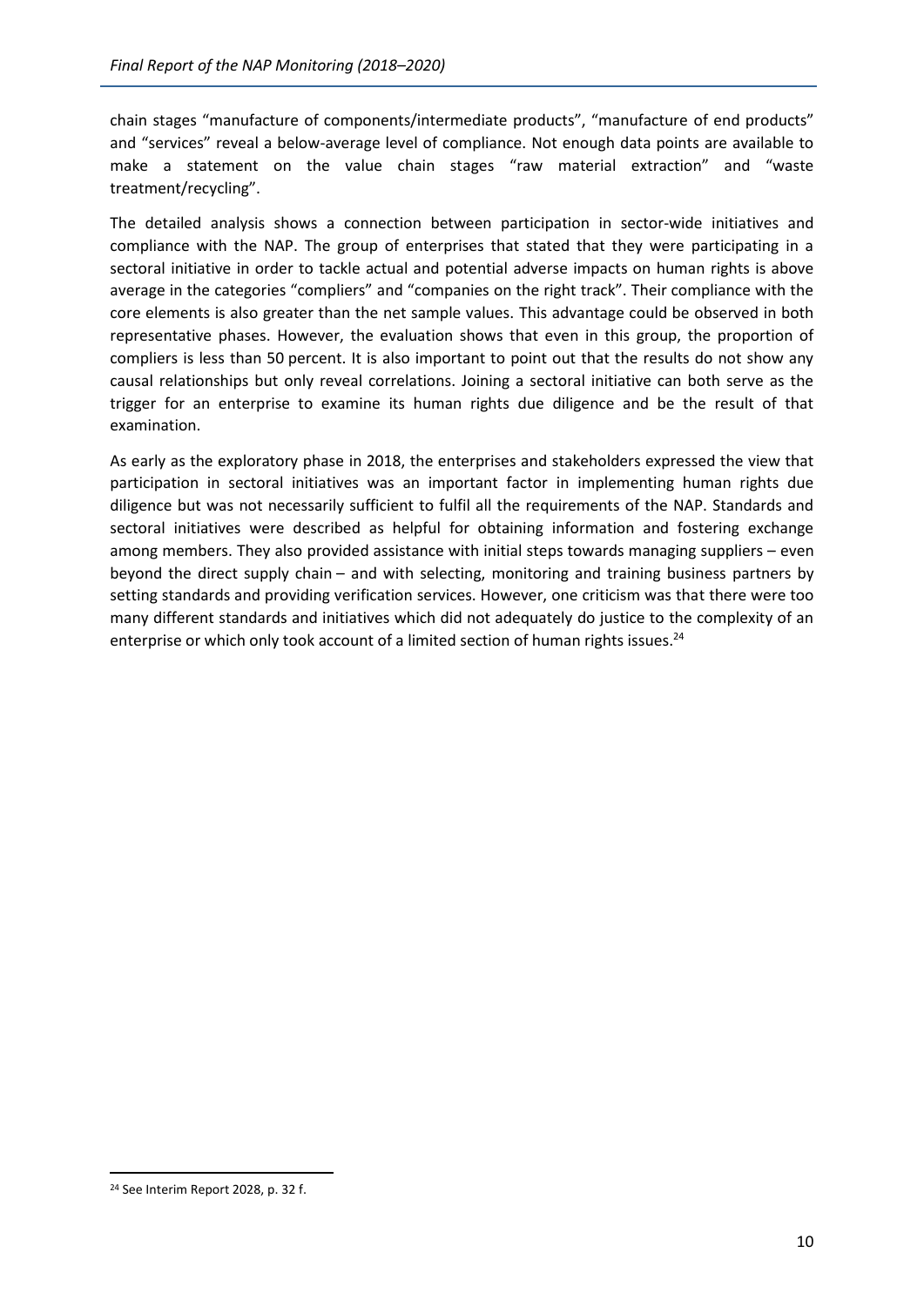chain stages "manufacture of components/intermediate products", "manufacture of end products" and "services" reveal a below-average level of compliance. Not enough data points are available to make a statement on the value chain stages "raw material extraction" and "waste treatment/recycling".

The detailed analysis shows a connection between participation in sector-wide initiatives and compliance with the NAP. The group of enterprises that stated that they were participating in a sectoral initiative in order to tackle actual and potential adverse impacts on human rights is above average in the categories "compliers" and "companies on the right track". Their compliance with the core elements is also greater than the net sample values. This advantage could be observed in both representative phases. However, the evaluation shows that even in this group, the proportion of compliers is less than 50 percent. It is also important to point out that the results do not show any causal relationships but only reveal correlations. Joining a sectoral initiative can both serve as the trigger for an enterprise to examine its human rights due diligence and be the result of that examination.

As early as the exploratory phase in 2018, the enterprises and stakeholders expressed the view that participation in sectoral initiatives was an important factor in implementing human rights due diligence but was not necessarily sufficient to fulfil all the requirements of the NAP. Standards and sectoral initiatives were described as helpful for obtaining information and fostering exchange among members. They also provided assistance with initial steps towards managing suppliers – even beyond the direct supply chain – and with selecting, monitoring and training business partners by setting standards and providing verification services. However, one criticism was that there were too many different standards and initiatives which did not adequately do justice to the complexity of an enterprise or which only took account of a limited section of human rights issues.[24]

---

[24] See Interim Report 2028, p. 32 f.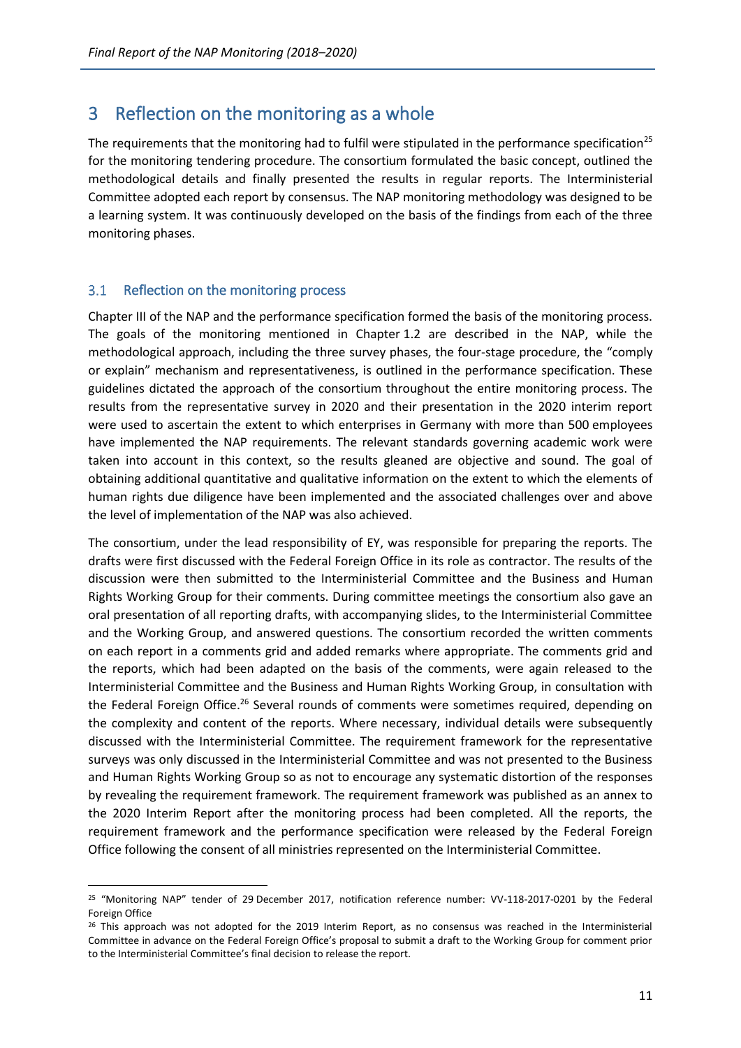# 3 Reflection on the monitoring as a whole

The requirements that the monitoring had to fulfil were stipulated in the performance specification[25] for the monitoring tendering procedure. The consortium formulated the basic concept, outlined the methodological details and finally presented the results in regular reports. The Interministerial Committee adopted each report by consensus. The NAP monitoring methodology was designed to be a learning system. It was continuously developed on the basis of the findings from each of the three monitoring phases.

## 3.1 Reflection on the monitoring process

Chapter III of the NAP and the performance specification formed the basis of the monitoring process. The goals of the monitoring mentioned in Chapter 1.2 are described in the NAP, while the methodological approach, including the three survey phases, the four-stage procedure, the "comply or explain" mechanism and representativeness, is outlined in the performance specification. These guidelines dictated the approach of the consortium throughout the entire monitoring process. The results from the representative survey in 2020 and their presentation in the 2020 interim report were used to ascertain the extent to which enterprises in Germany with more than 500 employees have implemented the NAP requirements. The relevant standards governing academic work were taken into account in this context, so the results gleaned are objective and sound. The goal of obtaining additional quantitative and qualitative information on the extent to which the elements of human rights due diligence have been implemented and the associated challenges over and above the level of implementation of the NAP was also achieved.

The consortium, under the lead responsibility of EY, was responsible for preparing the reports. The drafts were first discussed with the Federal Foreign Office in its role as contractor. The results of the discussion were then submitted to the Interministerial Committee and the Business and Human Rights Working Group for their comments. During committee meetings the consortium also gave an oral presentation of all reporting drafts, with accompanying slides, to the Interministerial Committee and the Working Group, and answered questions. The consortium recorded the written comments on each report in a comments grid and added remarks where appropriate. The comments grid and the reports, which had been adapted on the basis of the comments, were again released to the Interministerial Committee and the Business and Human Rights Working Group, in consultation with the Federal Foreign Office.[26] Several rounds of comments were sometimes required, depending on the complexity and content of the reports. Where necessary, individual details were subsequently discussed with the Interministerial Committee. The requirement framework for the representative surveys was only discussed in the Interministerial Committee and was not presented to the Business and Human Rights Working Group so as not to encourage any systematic distortion of the responses by revealing the requirement framework. The requirement framework was published as an annex to the 2020 Interim Report after the monitoring process had been completed. All the reports, the requirement framework and the performance specification were released by the Federal Foreign Office following the consent of all ministries represented on the Interministerial Committee.

---

[25] "Monitoring NAP" tender of 29 December 2017, notification reference number: VV-118-2017-0201 by the Federal Foreign Office

[26] This approach was not adopted for the 2019 Interim Report, as no consensus was reached in the Interministerial Committee in advance on the Federal Foreign Office's proposal to submit a draft to the Working Group for comment prior to the Interministerial Committee's final decision to release the report.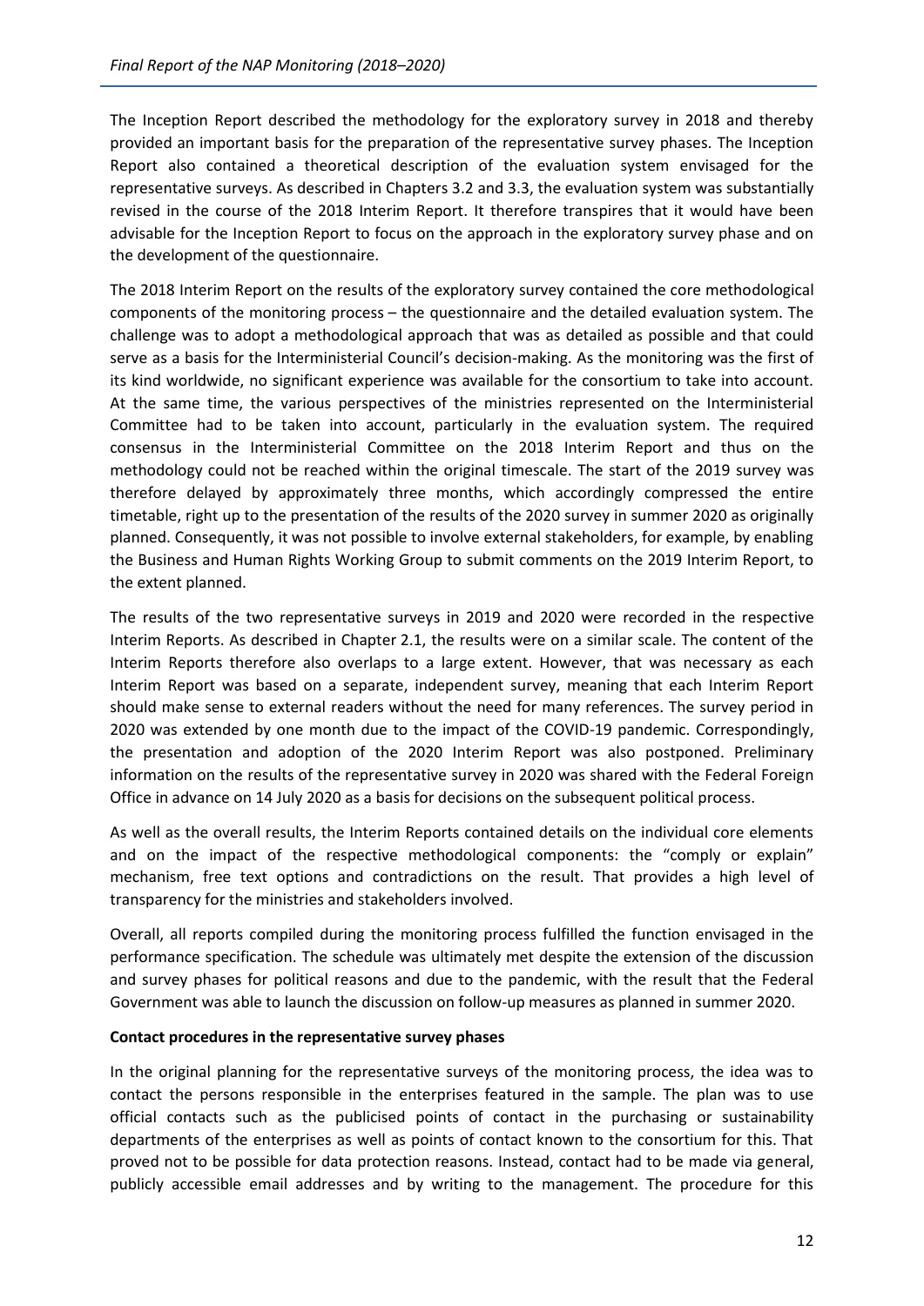The Inception Report described the methodology for the exploratory survey in 2018 and thereby provided an important basis for the preparation of the representative survey phases. The Inception Report also contained a theoretical description of the evaluation system envisaged for the representative surveys. As described in Chapters 3.2 and 3.3, the evaluation system was substantially revised in the course of the 2018 Interim Report. It therefore transpires that it would have been advisable for the Inception Report to focus on the approach in the exploratory survey phase and on the development of the questionnaire.

The 2018 Interim Report on the results of the exploratory survey contained the core methodological components of the monitoring process – the questionnaire and the detailed evaluation system. The challenge was to adopt a methodological approach that was as detailed as possible and that could serve as a basis for the Interministerial Council's decision-making. As the monitoring was the first of its kind worldwide, no significant experience was available for the consortium to take into account. At the same time, the various perspectives of the ministries represented on the Interministerial Committee had to be taken into account, particularly in the evaluation system. The required consensus in the Interministerial Committee on the 2018 Interim Report and thus on the methodology could not be reached within the original timescale. The start of the 2019 survey was therefore delayed by approximately three months, which accordingly compressed the entire timetable, right up to the presentation of the results of the 2020 survey in summer 2020 as originally planned. Consequently, it was not possible to involve external stakeholders, for example, by enabling the Business and Human Rights Working Group to submit comments on the 2019 Interim Report, to the extent planned.

The results of the two representative surveys in 2019 and 2020 were recorded in the respective Interim Reports. As described in Chapter 2.1, the results were on a similar scale. The content of the Interim Reports therefore also overlaps to a large extent. However, that was necessary as each Interim Report was based on a separate, independent survey, meaning that each Interim Report should make sense to external readers without the need for many references. The survey period in 2020 was extended by one month due to the impact of the COVID-19 pandemic. Correspondingly, the presentation and adoption of the 2020 Interim Report was also postponed. Preliminary information on the results of the representative survey in 2020 was shared with the Federal Foreign Office in advance on 14 July 2020 as a basis for decisions on the subsequent political process.

As well as the overall results, the Interim Reports contained details on the individual core elements and on the impact of the respective methodological components: the "comply or explain" mechanism, free text options and contradictions on the result. That provides a high level of transparency for the ministries and stakeholders involved.

Overall, all reports compiled during the monitoring process fulfilled the function envisaged in the performance specification. The schedule was ultimately met despite the extension of the discussion and survey phases for political reasons and due to the pandemic, with the result that the Federal Government was able to launch the discussion on follow-up measures as planned in summer 2020.

**Contact procedures in the representative survey phases**

In the original planning for the representative surveys of the monitoring process, the idea was to contact the persons responsible in the enterprises featured in the sample. The plan was to use official contacts such as the publicised points of contact in the purchasing or sustainability departments of the enterprises as well as points of contact known to the consortium for this. That proved not to be possible for data protection reasons. Instead, contact had to be made via general, publicly accessible email addresses and by writing to the management. The procedure for this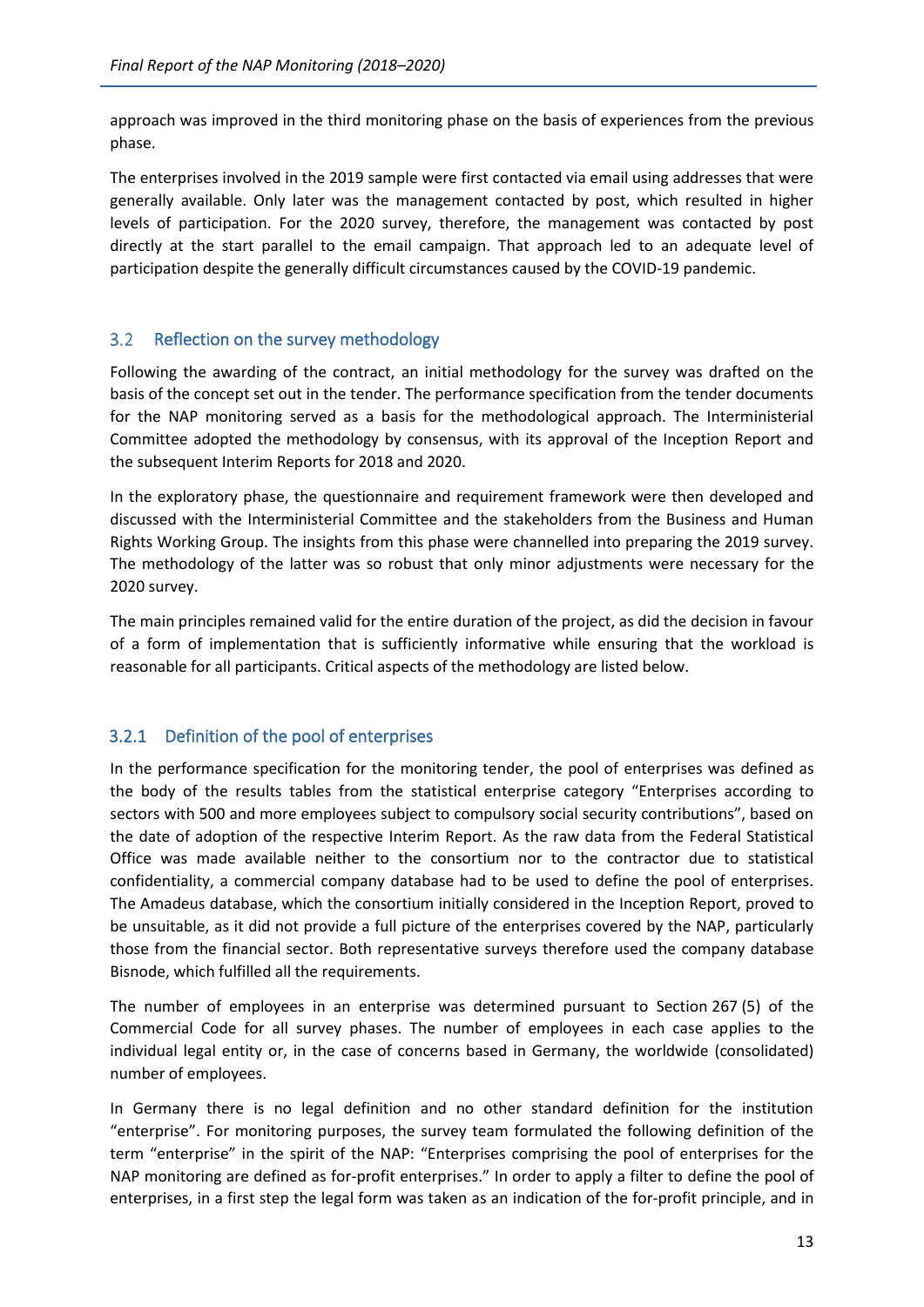approach was improved in the third monitoring phase on the basis of experiences from the previous phase.

The enterprises involved in the 2019 sample were first contacted via email using addresses that were generally available. Only later was the management contacted by post, which resulted in higher levels of participation. For the 2020 survey, therefore, the management was contacted by post directly at the start parallel to the email campaign. That approach led to an adequate level of participation despite the generally difficult circumstances caused by the COVID-19 pandemic.

## 3.2 Reflection on the survey methodology

Following the awarding of the contract, an initial methodology for the survey was drafted on the basis of the concept set out in the tender. The performance specification from the tender documents for the NAP monitoring served as a basis for the methodological approach. The Interministerial Committee adopted the methodology by consensus, with its approval of the Inception Report and the subsequent Interim Reports for 2018 and 2020.

In the exploratory phase, the questionnaire and requirement framework were then developed and discussed with the Interministerial Committee and the stakeholders from the Business and Human Rights Working Group. The insights from this phase were channelled into preparing the 2019 survey. The methodology of the latter was so robust that only minor adjustments were necessary for the 2020 survey.

The main principles remained valid for the entire duration of the project, as did the decision in favour of a form of implementation that is sufficiently informative while ensuring that the workload is reasonable for all participants. Critical aspects of the methodology are listed below.

### 3.2.1 Definition of the pool of enterprises

In the performance specification for the monitoring tender, the pool of enterprises was defined as the body of the results tables from the statistical enterprise category "Enterprises according to sectors with 500 and more employees subject to compulsory social security contributions", based on the date of adoption of the respective Interim Report. As the raw data from the Federal Statistical Office was made available neither to the consortium nor to the contractor due to statistical confidentiality, a commercial company database had to be used to define the pool of enterprises. The Amadeus database, which the consortium initially considered in the Inception Report, proved to be unsuitable, as it did not provide a full picture of the enterprises covered by the NAP, particularly those from the financial sector. Both representative surveys therefore used the company database Bisnode, which fulfilled all the requirements.

The number of employees in an enterprise was determined pursuant to Section 267 (5) of the Commercial Code for all survey phases. The number of employees in each case applies to the individual legal entity or, in the case of concerns based in Germany, the worldwide (consolidated) number of employees.

In Germany there is no legal definition and no other standard definition for the institution "enterprise". For monitoring purposes, the survey team formulated the following definition of the term "enterprise" in the spirit of the NAP: "Enterprises comprising the pool of enterprises for the NAP monitoring are defined as for-profit enterprises." In order to apply a filter to define the pool of enterprises, in a first step the legal form was taken as an indication of the for-profit principle, and in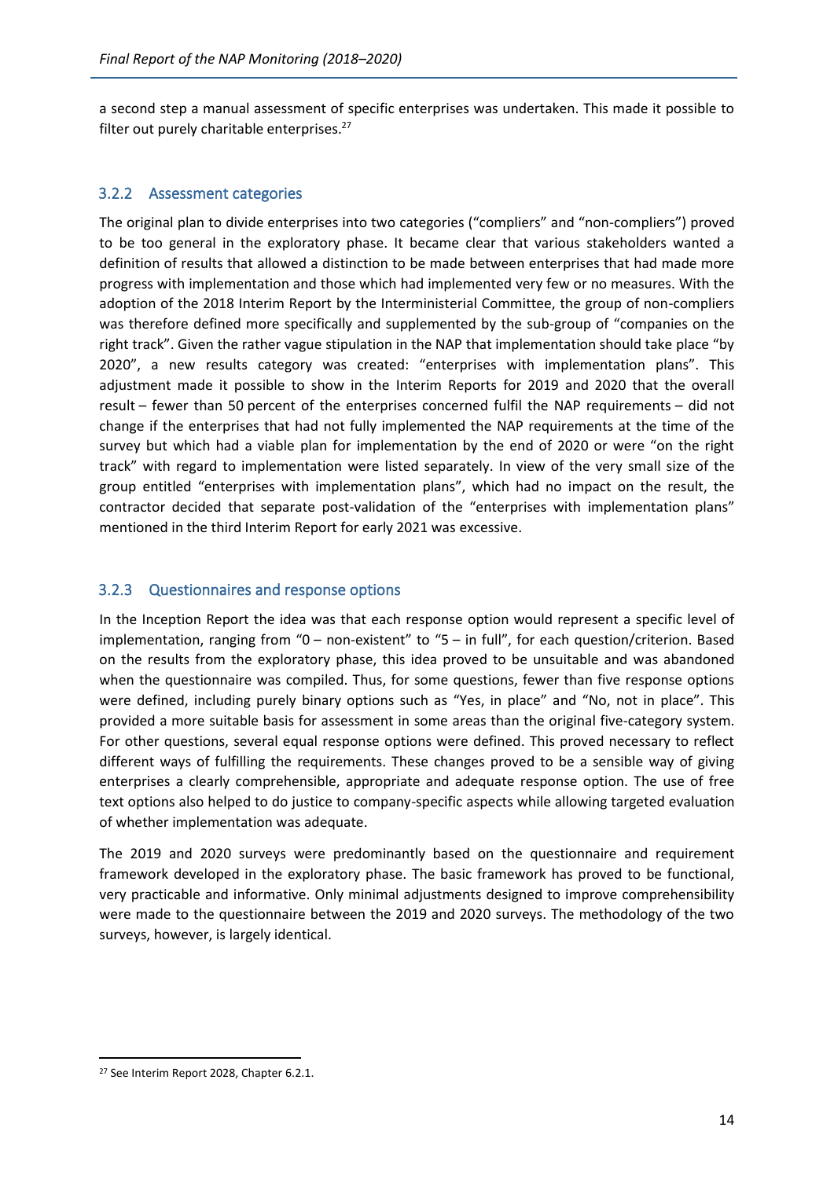a second step a manual assessment of specific enterprises was undertaken. This made it possible to filter out purely charitable enterprises.[27]

### 3.2.2 Assessment categories

The original plan to divide enterprises into two categories ("compliers" and "non-compliers") proved to be too general in the exploratory phase. It became clear that various stakeholders wanted a definition of results that allowed a distinction to be made between enterprises that had made more progress with implementation and those which had implemented very few or no measures. With the adoption of the 2018 Interim Report by the Interministerial Committee, the group of non-compliers was therefore defined more specifically and supplemented by the sub-group of "companies on the right track". Given the rather vague stipulation in the NAP that implementation should take place "by 2020", a new results category was created: "enterprises with implementation plans". This adjustment made it possible to show in the Interim Reports for 2019 and 2020 that the overall result – fewer than 50 percent of the enterprises concerned fulfil the NAP requirements – did not change if the enterprises that had not fully implemented the NAP requirements at the time of the survey but which had a viable plan for implementation by the end of 2020 or were "on the right track" with regard to implementation were listed separately. In view of the very small size of the group entitled "enterprises with implementation plans", which had no impact on the result, the contractor decided that separate post-validation of the "enterprises with implementation plans" mentioned in the third Interim Report for early 2021 was excessive.

### 3.2.3 Questionnaires and response options

In the Inception Report the idea was that each response option would represent a specific level of implementation, ranging from "0 – non-existent" to "5 – in full", for each question/criterion. Based on the results from the exploratory phase, this idea proved to be unsuitable and was abandoned when the questionnaire was compiled. Thus, for some questions, fewer than five response options were defined, including purely binary options such as "Yes, in place" and "No, not in place". This provided a more suitable basis for assessment in some areas than the original five-category system. For other questions, several equal response options were defined. This proved necessary to reflect different ways of fulfilling the requirements. These changes proved to be a sensible way of giving enterprises a clearly comprehensible, appropriate and adequate response option. The use of free text options also helped to do justice to company-specific aspects while allowing targeted evaluation of whether implementation was adequate.

The 2019 and 2020 surveys were predominantly based on the questionnaire and requirement framework developed in the exploratory phase. The basic framework has proved to be functional, very practicable and informative. Only minimal adjustments designed to improve comprehensibility were made to the questionnaire between the 2019 and 2020 surveys. The methodology of the two surveys, however, is largely identical.

---

[27] See Interim Report 2028, Chapter 6.2.1.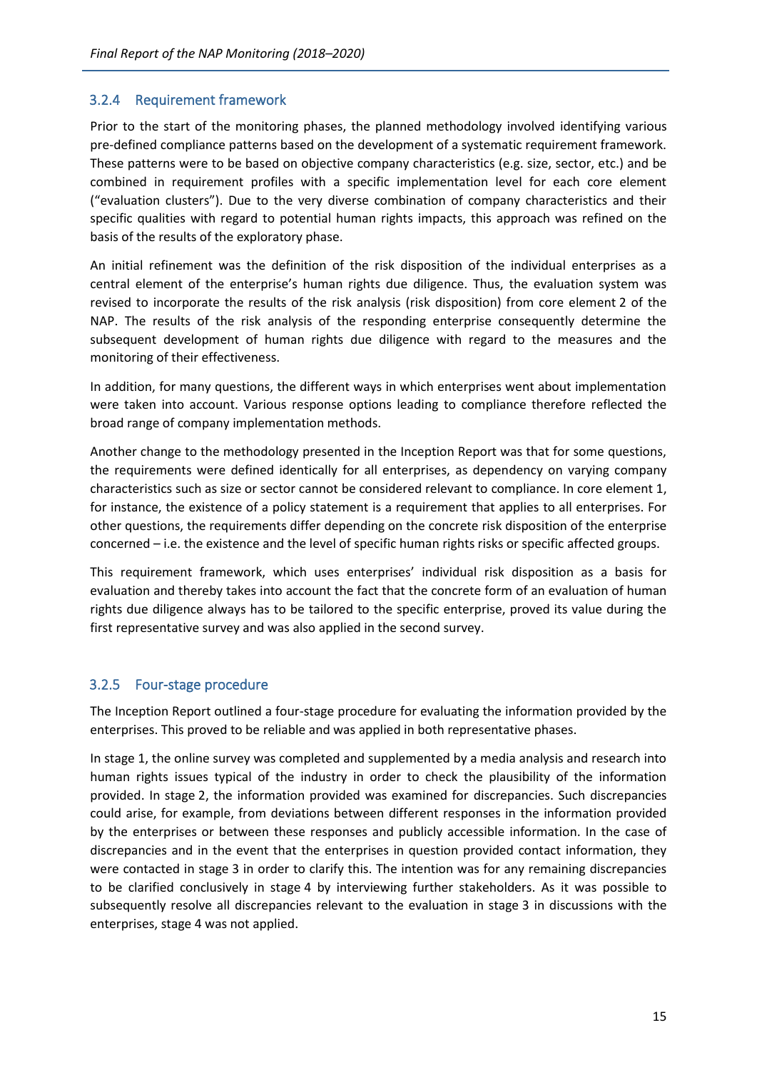### 3.2.4 Requirement framework

Prior to the start of the monitoring phases, the planned methodology involved identifying various pre-defined compliance patterns based on the development of a systematic requirement framework. These patterns were to be based on objective company characteristics (e.g. size, sector, etc.) and be combined in requirement profiles with a specific implementation level for each core element ("evaluation clusters"). Due to the very diverse combination of company characteristics and their specific qualities with regard to potential human rights impacts, this approach was refined on the basis of the results of the exploratory phase.

An initial refinement was the definition of the risk disposition of the individual enterprises as a central element of the enterprise's human rights due diligence. Thus, the evaluation system was revised to incorporate the results of the risk analysis (risk disposition) from core element 2 of the NAP. The results of the risk analysis of the responding enterprise consequently determine the subsequent development of human rights due diligence with regard to the measures and the monitoring of their effectiveness.

In addition, for many questions, the different ways in which enterprises went about implementation were taken into account. Various response options leading to compliance therefore reflected the broad range of company implementation methods.

Another change to the methodology presented in the Inception Report was that for some questions, the requirements were defined identically for all enterprises, as dependency on varying company characteristics such as size or sector cannot be considered relevant to compliance. In core element 1, for instance, the existence of a policy statement is a requirement that applies to all enterprises. For other questions, the requirements differ depending on the concrete risk disposition of the enterprise concerned – i.e. the existence and the level of specific human rights risks or specific affected groups.

This requirement framework, which uses enterprises' individual risk disposition as a basis for evaluation and thereby takes into account the fact that the concrete form of an evaluation of human rights due diligence always has to be tailored to the specific enterprise, proved its value during the first representative survey and was also applied in the second survey.

### 3.2.5 Four-stage procedure

The Inception Report outlined a four-stage procedure for evaluating the information provided by the enterprises. This proved to be reliable and was applied in both representative phases.

In stage 1, the online survey was completed and supplemented by a media analysis and research into human rights issues typical of the industry in order to check the plausibility of the information provided. In stage 2, the information provided was examined for discrepancies. Such discrepancies could arise, for example, from deviations between different responses in the information provided by the enterprises or between these responses and publicly accessible information. In the case of discrepancies and in the event that the enterprises in question provided contact information, they were contacted in stage 3 in order to clarify this. The intention was for any remaining discrepancies to be clarified conclusively in stage 4 by interviewing further stakeholders. As it was possible to subsequently resolve all discrepancies relevant to the evaluation in stage 3 in discussions with the enterprises, stage 4 was not applied.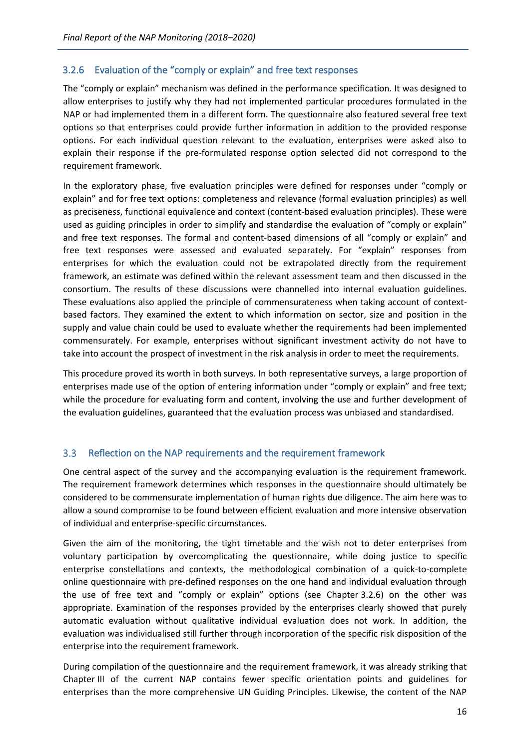### 3.2.6 Evaluation of the "comply or explain" and free text responses

The "comply or explain" mechanism was defined in the performance specification. It was designed to allow enterprises to justify why they had not implemented particular procedures formulated in the NAP or had implemented them in a different form. The questionnaire also featured several free text options so that enterprises could provide further information in addition to the provided response options. For each individual question relevant to the evaluation, enterprises were asked also to explain their response if the pre-formulated response option selected did not correspond to the requirement framework.

In the exploratory phase, five evaluation principles were defined for responses under "comply or explain" and for free text options: completeness and relevance (formal evaluation principles) as well as preciseness, functional equivalence and context (content-based evaluation principles). These were used as guiding principles in order to simplify and standardise the evaluation of "comply or explain" and free text responses. The formal and content-based dimensions of all "comply or explain" and free text responses were assessed and evaluated separately. For "explain" responses from enterprises for which the evaluation could not be extrapolated directly from the requirement framework, an estimate was defined within the relevant assessment team and then discussed in the consortium. The results of these discussions were channelled into internal evaluation guidelines. These evaluations also applied the principle of commensurateness when taking account of context-based factors. They examined the extent to which information on sector, size and position in the supply and value chain could be used to evaluate whether the requirements had been implemented commensurately. For example, enterprises without significant investment activity do not have to take into account the prospect of investment in the risk analysis in order to meet the requirements.

This procedure proved its worth in both surveys. In both representative surveys, a large proportion of enterprises made use of the option of entering information under "comply or explain" and free text; while the procedure for evaluating form and content, involving the use and further development of the evaluation guidelines, guaranteed that the evaluation process was unbiased and standardised.

## 3.3 Reflection on the NAP requirements and the requirement framework

One central aspect of the survey and the accompanying evaluation is the requirement framework. The requirement framework determines which responses in the questionnaire should ultimately be considered to be commensurate implementation of human rights due diligence. The aim here was to allow a sound compromise to be found between efficient evaluation and more intensive observation of individual and enterprise-specific circumstances.

Given the aim of the monitoring, the tight timetable and the wish not to deter enterprises from voluntary participation by overcomplicating the questionnaire, while doing justice to specific enterprise constellations and contexts, the methodological combination of a quick-to-complete online questionnaire with pre-defined responses on the one hand and individual evaluation through the use of free text and "comply or explain" options (see Chapter 3.2.6) on the other was appropriate. Examination of the responses provided by the enterprises clearly showed that purely automatic evaluation without qualitative individual evaluation does not work. In addition, the evaluation was individualised still further through incorporation of the specific risk disposition of the enterprise into the requirement framework.

During compilation of the questionnaire and the requirement framework, it was already striking that Chapter III of the current NAP contains fewer specific orientation points and guidelines for enterprises than the more comprehensive UN Guiding Principles. Likewise, the content of the NAP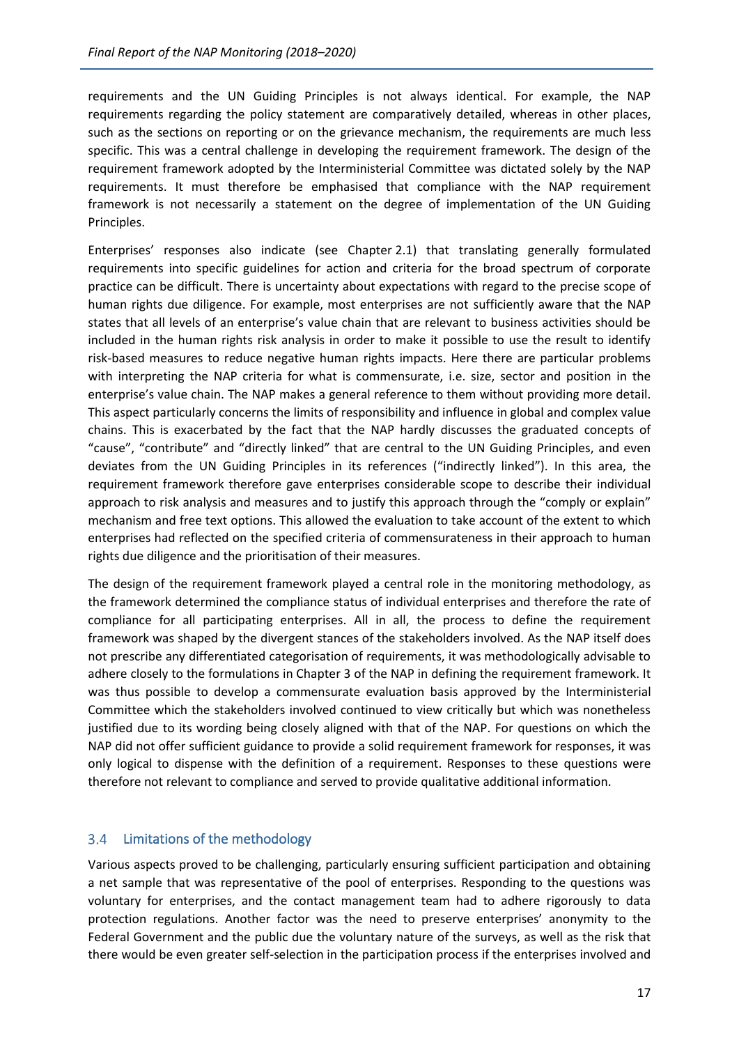requirements and the UN Guiding Principles is not always identical. For example, the NAP requirements regarding the policy statement are comparatively detailed, whereas in other places, such as the sections on reporting or on the grievance mechanism, the requirements are much less specific. This was a central challenge in developing the requirement framework. The design of the requirement framework adopted by the Interministerial Committee was dictated solely by the NAP requirements. It must therefore be emphasised that compliance with the NAP requirement framework is not necessarily a statement on the degree of implementation of the UN Guiding Principles.

Enterprises' responses also indicate (see Chapter 2.1) that translating generally formulated requirements into specific guidelines for action and criteria for the broad spectrum of corporate practice can be difficult. There is uncertainty about expectations with regard to the precise scope of human rights due diligence. For example, most enterprises are not sufficiently aware that the NAP states that all levels of an enterprise's value chain that are relevant to business activities should be included in the human rights risk analysis in order to make it possible to use the result to identify risk-based measures to reduce negative human rights impacts. Here there are particular problems with interpreting the NAP criteria for what is commensurate, i.e. size, sector and position in the enterprise's value chain. The NAP makes a general reference to them without providing more detail. This aspect particularly concerns the limits of responsibility and influence in global and complex value chains. This is exacerbated by the fact that the NAP hardly discusses the graduated concepts of "cause", "contribute" and "directly linked" that are central to the UN Guiding Principles, and even deviates from the UN Guiding Principles in its references ("indirectly linked"). In this area, the requirement framework therefore gave enterprises considerable scope to describe their individual approach to risk analysis and measures and to justify this approach through the "comply or explain" mechanism and free text options. This allowed the evaluation to take account of the extent to which enterprises had reflected on the specified criteria of commensurateness in their approach to human rights due diligence and the prioritisation of their measures.

The design of the requirement framework played a central role in the monitoring methodology, as the framework determined the compliance status of individual enterprises and therefore the rate of compliance for all participating enterprises. All in all, the process to define the requirement framework was shaped by the divergent stances of the stakeholders involved. As the NAP itself does not prescribe any differentiated categorisation of requirements, it was methodologically advisable to adhere closely to the formulations in Chapter 3 of the NAP in defining the requirement framework. It was thus possible to develop a commensurate evaluation basis approved by the Interministerial Committee which the stakeholders involved continued to view critically but which was nonetheless justified due to its wording being closely aligned with that of the NAP. For questions on which the NAP did not offer sufficient guidance to provide a solid requirement framework for responses, it was only logical to dispense with the definition of a requirement. Responses to these questions were therefore not relevant to compliance and served to provide qualitative additional information.

## 3.4 Limitations of the methodology

Various aspects proved to be challenging, particularly ensuring sufficient participation and obtaining a net sample that was representative of the pool of enterprises. Responding to the questions was voluntary for enterprises, and the contact management team had to adhere rigorously to data protection regulations. Another factor was the need to preserve enterprises' anonymity to the Federal Government and the public due the voluntary nature of the surveys, as well as the risk that there would be even greater self-selection in the participation process if the enterprises involved and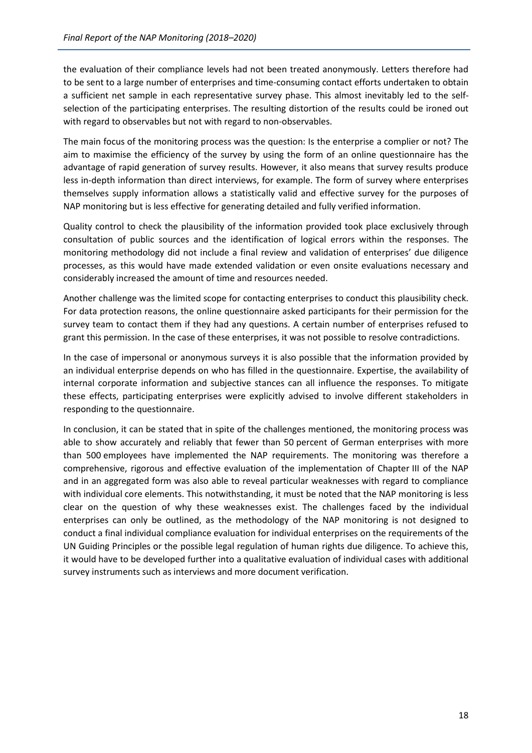the evaluation of their compliance levels had not been treated anonymously. Letters therefore had to be sent to a large number of enterprises and time-consuming contact efforts undertaken to obtain a sufficient net sample in each representative survey phase. This almost inevitably led to the self-selection of the participating enterprises. The resulting distortion of the results could be ironed out with regard to observables but not with regard to non-observables.

The main focus of the monitoring process was the question: Is the enterprise a complier or not? The aim to maximise the efficiency of the survey by using the form of an online questionnaire has the advantage of rapid generation of survey results. However, it also means that survey results produce less in-depth information than direct interviews, for example. The form of survey where enterprises themselves supply information allows a statistically valid and effective survey for the purposes of NAP monitoring but is less effective for generating detailed and fully verified information.

Quality control to check the plausibility of the information provided took place exclusively through consultation of public sources and the identification of logical errors within the responses. The monitoring methodology did not include a final review and validation of enterprises' due diligence processes, as this would have made extended validation or even onsite evaluations necessary and considerably increased the amount of time and resources needed.

Another challenge was the limited scope for contacting enterprises to conduct this plausibility check. For data protection reasons, the online questionnaire asked participants for their permission for the survey team to contact them if they had any questions. A certain number of enterprises refused to grant this permission. In the case of these enterprises, it was not possible to resolve contradictions.

In the case of impersonal or anonymous surveys it is also possible that the information provided by an individual enterprise depends on who has filled in the questionnaire. Expertise, the availability of internal corporate information and subjective stances can all influence the responses. To mitigate these effects, participating enterprises were explicitly advised to involve different stakeholders in responding to the questionnaire.

In conclusion, it can be stated that in spite of the challenges mentioned, the monitoring process was able to show accurately and reliably that fewer than 50 percent of German enterprises with more than 500 employees have implemented the NAP requirements. The monitoring was therefore a comprehensive, rigorous and effective evaluation of the implementation of Chapter III of the NAP and in an aggregated form was also able to reveal particular weaknesses with regard to compliance with individual core elements. This notwithstanding, it must be noted that the NAP monitoring is less clear on the question of why these weaknesses exist. The challenges faced by the individual enterprises can only be outlined, as the methodology of the NAP monitoring is not designed to conduct a final individual compliance evaluation for individual enterprises on the requirements of the UN Guiding Principles or the possible legal regulation of human rights due diligence. To achieve this, it would have to be developed further into a qualitative evaluation of individual cases with additional survey instruments such as interviews and more document verification.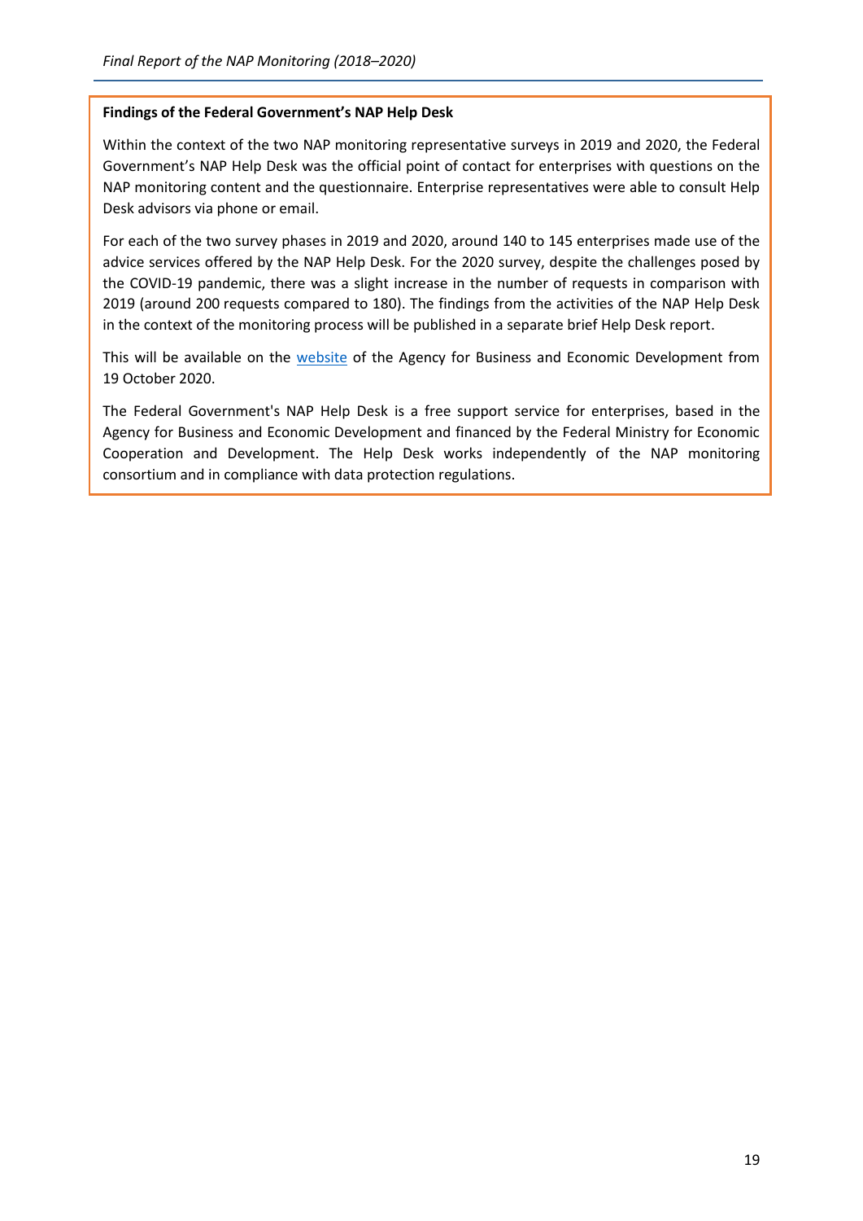**Findings of the Federal Government's NAP Help Desk**

Within the context of the two NAP monitoring representative surveys in 2019 and 2020, the Federal Government's NAP Help Desk was the official point of contact for enterprises with questions on the NAP monitoring content and the questionnaire. Enterprise representatives were able to consult Help Desk advisors via phone or email.

For each of the two survey phases in 2019 and 2020, around 140 to 145 enterprises made use of the advice services offered by the NAP Help Desk. For the 2020 survey, despite the challenges posed by the COVID-19 pandemic, there was a slight increase in the number of requests in comparison with 2019 (around 200 requests compared to 180). The findings from the activities of the NAP Help Desk in the context of the monitoring process will be published in a separate brief Help Desk report.

This will be available on the website of the Agency for Business and Economic Development from 19 October 2020.

The Federal Government's NAP Help Desk is a free support service for enterprises, based in the Agency for Business and Economic Development and financed by the Federal Ministry for Economic Cooperation and Development. The Help Desk works independently of the NAP monitoring consortium and in compliance with data protection regulations.